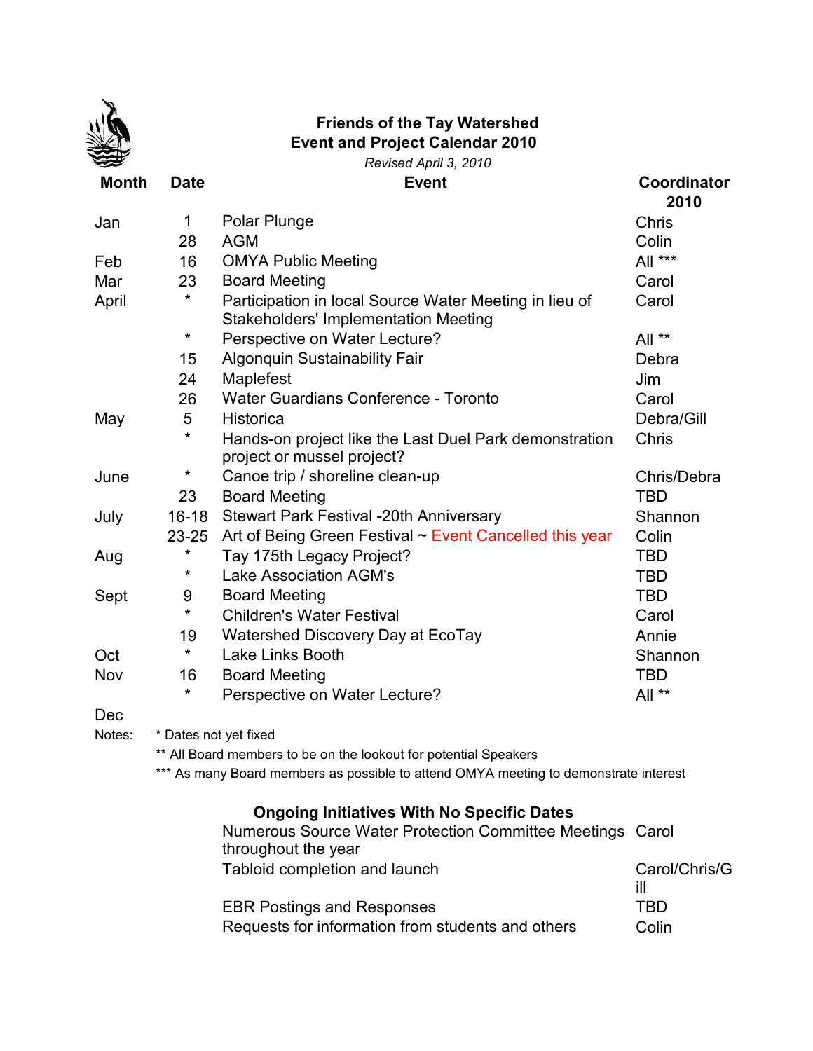# Friends of the Tay Watershed
## Event and Project Calendar 2010

*Revised April 3, 2010*

| Month | Date | Event | Coordinator 2010 |
|---|---|---|---|
| Jan | 1 | Polar Plunge | Chris |
| | 28 | AGM | Colin |
| Feb | 16 | OMYA Public Meeting | All *** |
| Mar | 23 | Board Meeting | Carol |
| April | * | Participation in local Source Water Meeting in lieu of Stakeholders' Implementation Meeting | Carol |
| | * | Perspective on Water Lecture? | All ** |
| | 15 | Algonquin Sustainability Fair | Debra |
| | 24 | Maplefest | Jim |
| | 26 | Water Guardians Conference - Toronto | Carol |
| May | 5 | Historica | Debra/Gill |
| | * | Hands-on project like the Last Duel Park demonstration project or mussel project? | Chris |
| June | * | Canoe trip / shoreline clean-up | Chris/Debra |
| | 23 | Board Meeting | TBD |
| July | 16-18 | Stewart Park Festival -20th Anniversary | Shannon |
| | 23-25 | Art of Being Green Festival ~ Event Cancelled this year | Colin |
| Aug | * | Tay 175th Legacy Project? | TBD |
| | * | Lake Association AGM's | TBD |
| Sept | 9 | Board Meeting | TBD |
| | * | Children's Water Festival | Carol |
| | 19 | Watershed Discovery Day at EcoTay | Annie |
| Oct | * | Lake Links Booth | Shannon |
| Nov | 16 | Board Meeting | TBD |
| | * | Perspective on Water Lecture? | All ** |
| Dec | | | |

Notes:
* Dates not yet fixed
** All Board members to be on the lookout for potential Speakers
*** As many Board members as possible to attend OMYA meeting to demonstrate interest

### Ongoing Initiatives With No Specific Dates

| Initiative | Coordinator |
|---|---|
| Numerous Source Water Protection Committee Meetings throughout the year | Carol |
| Tabloid completion and launch | Carol/Chris/Gill |
| EBR Postings and Responses | TBD |
| Requests for information from students and others | Colin |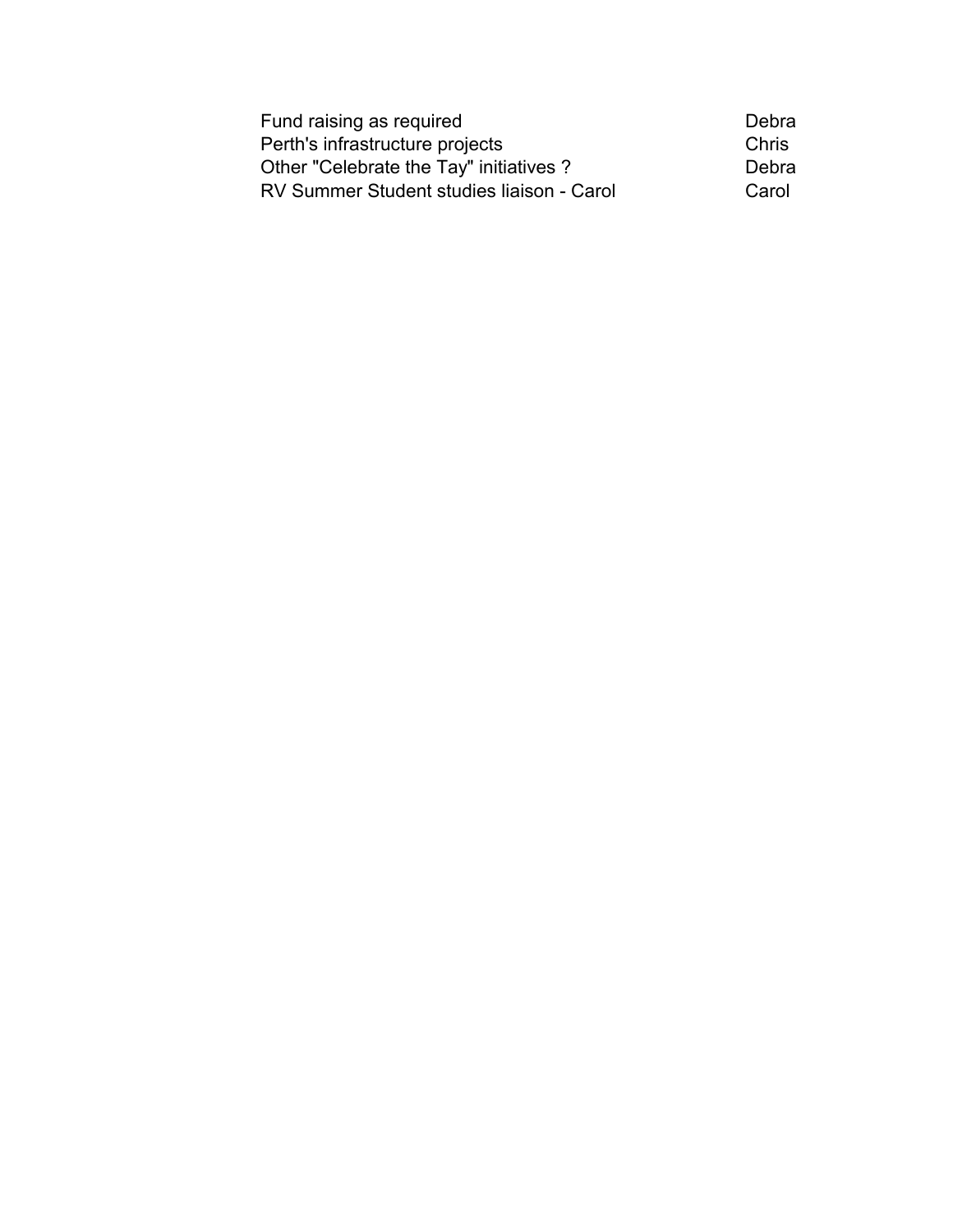| | |
|---|---|
| Fund raising as required | Debra |
| Perth's infrastructure projects | Chris |
| Other "Celebrate the Tay" initiatives ? | Debra |
| RV Summer Student studies liaison - Carol | Carol |